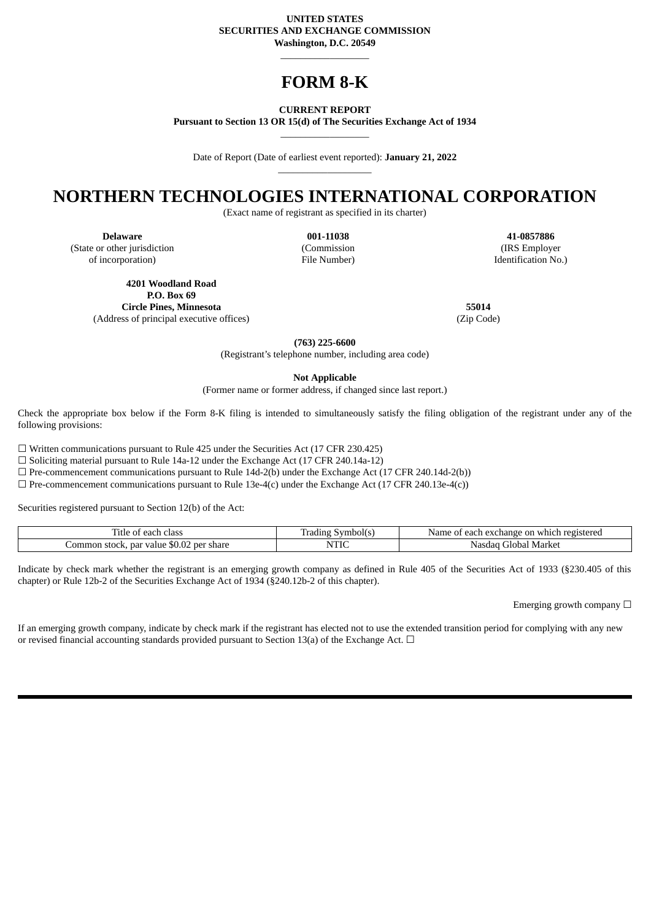**UNITED STATES**
**SECURITIES AND EXCHANGE COMMISSION**
**Washington, D.C. 20549**

---

# FORM 8-K

**CURRENT REPORT**
**Pursuant to Section 13 OR 15(d) of The Securities Exchange Act of 1934**

---

Date of Report (Date of earliest event reported): **January 21, 2022**

---

# NORTHERN TECHNOLOGIES INTERNATIONAL CORPORATION

(Exact name of registrant as specified in its charter)

| **Delaware** | **001-11038** | **41-0857886** |
|---|---|---|
| (State or other jurisdiction of incorporation) | (Commission File Number) | (IRS Employer Identification No.) |

| **4201 Woodland Road P.O. Box 69 Circle Pines, Minnesota** | **55014** |
|---|---|
| (Address of principal executive offices) | (Zip Code) |

**(763) 225-6600**
(Registrant's telephone number, including area code)

**Not Applicable**
(Former name or former address, if changed since last report.)

Check the appropriate box below if the Form 8-K filing is intended to simultaneously satisfy the filing obligation of the registrant under any of the following provisions:

☐ Written communications pursuant to Rule 425 under the Securities Act (17 CFR 230.425)
☐ Soliciting material pursuant to Rule 14a-12 under the Exchange Act (17 CFR 240.14a-12)
☐ Pre-commencement communications pursuant to Rule 14d-2(b) under the Exchange Act (17 CFR 240.14d-2(b))
☐ Pre-commencement communications pursuant to Rule 13e-4(c) under the Exchange Act (17 CFR 240.13e-4(c))

Securities registered pursuant to Section 12(b) of the Act:

| Title of each class | Trading Symbol(s) | Name of each exchange on which registered |
|---|---|---|
| Common stock, par value $0.02 per share | NTIC | Nasdaq Global Market |

Indicate by check mark whether the registrant is an emerging growth company as defined in Rule 405 of the Securities Act of 1933 (§230.405 of this chapter) or Rule 12b-2 of the Securities Exchange Act of 1934 (§240.12b-2 of this chapter).

Emerging growth company ☐

If an emerging growth company, indicate by check mark if the registrant has elected not to use the extended transition period for complying with any new or revised financial accounting standards provided pursuant to Section 13(a) of the Exchange Act. ☐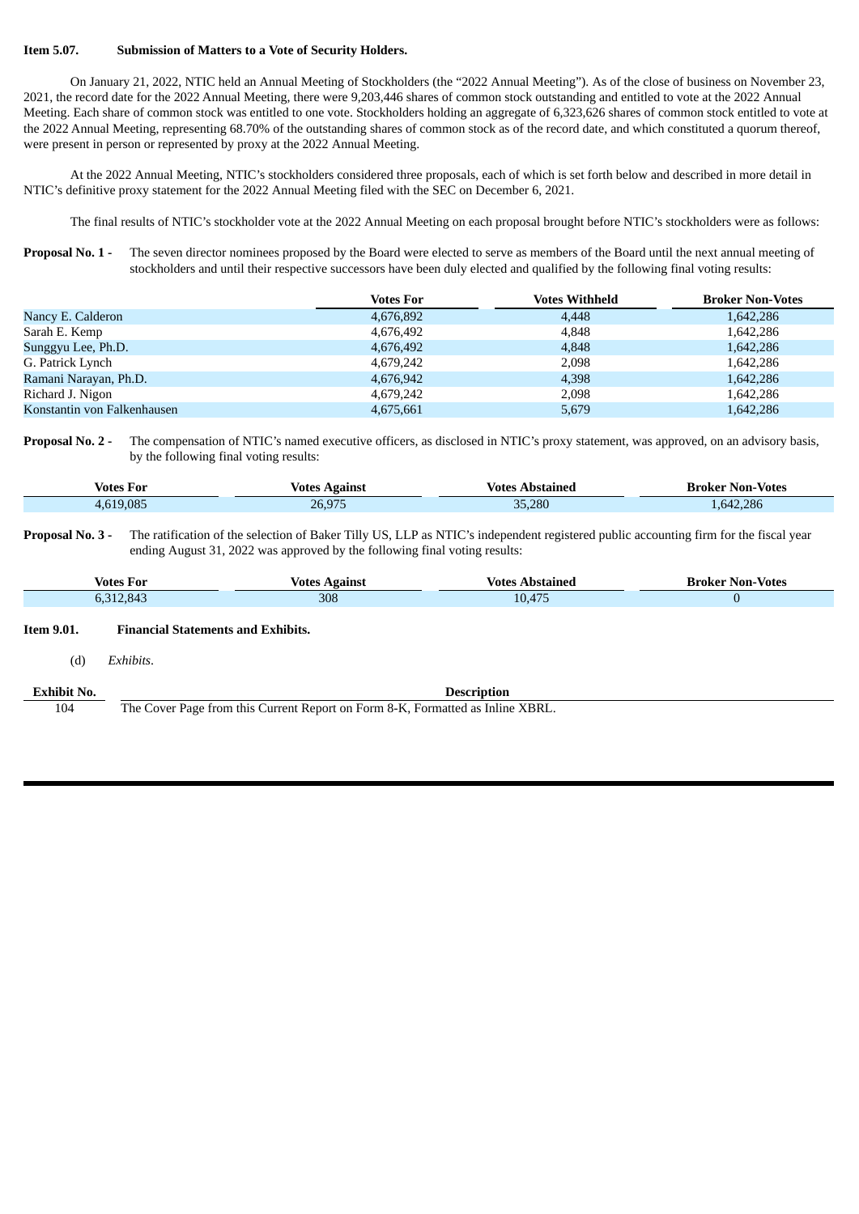**Item 5.07. Submission of Matters to a Vote of Security Holders.**

On January 21, 2022, NTIC held an Annual Meeting of Stockholders (the "2022 Annual Meeting"). As of the close of business on November 23, 2021, the record date for the 2022 Annual Meeting, there were 9,203,446 shares of common stock outstanding and entitled to vote at the 2022 Annual Meeting. Each share of common stock was entitled to one vote. Stockholders holding an aggregate of 6,323,626 shares of common stock entitled to vote at the 2022 Annual Meeting, representing 68.70% of the outstanding shares of common stock as of the record date, and which constituted a quorum thereof, were present in person or represented by proxy at the 2022 Annual Meeting.

At the 2022 Annual Meeting, NTIC's stockholders considered three proposals, each of which is set forth below and described in more detail in NTIC's definitive proxy statement for the 2022 Annual Meeting filed with the SEC on December 6, 2021.

The final results of NTIC's stockholder vote at the 2022 Annual Meeting on each proposal brought before NTIC's stockholders were as follows:

**Proposal No. 1 -** The seven director nominees proposed by the Board were elected to serve as members of the Board until the next annual meeting of stockholders and until their respective successors have been duly elected and qualified by the following final voting results:

| | Votes For | Votes Withheld | Broker Non-Votes |
|---|---|---|---|
| Nancy E. Calderon | 4,676,892 | 4,448 | 1,642,286 |
| Sarah E. Kemp | 4,676,492 | 4,848 | 1,642,286 |
| Sunggyu Lee, Ph.D. | 4,676,492 | 4,848 | 1,642,286 |
| G. Patrick Lynch | 4,679,242 | 2,098 | 1,642,286 |
| Ramani Narayan, Ph.D. | 4,676,942 | 4,398 | 1,642,286 |
| Richard J. Nigon | 4,679,242 | 2,098 | 1,642,286 |
| Konstantin von Falkenhausen | 4,675,661 | 5,679 | 1,642,286 |

**Proposal No. 2 -** The compensation of NTIC's named executive officers, as disclosed in NTIC's proxy statement, was approved, on an advisory basis, by the following final voting results:

| Votes For | Votes Against | Votes Abstained | Broker Non-Votes |
|---|---|---|---|
| 4,619,085 | 26,975 | 35,280 | 1,642,286 |

**Proposal No. 3 -** The ratification of the selection of Baker Tilly US, LLP as NTIC's independent registered public accounting firm for the fiscal year ending August 31, 2022 was approved by the following final voting results:

| Votes For | Votes Against | Votes Abstained | Broker Non-Votes |
|---|---|---|---|
| 6,312,843 | 308 | 10,475 | 0 |

**Item 9.01. Financial Statements and Exhibits.**

(d) *Exhibits*.

| Exhibit No. | Description |
|---|---|
| 104 | The Cover Page from this Current Report on Form 8-K, Formatted as Inline XBRL. |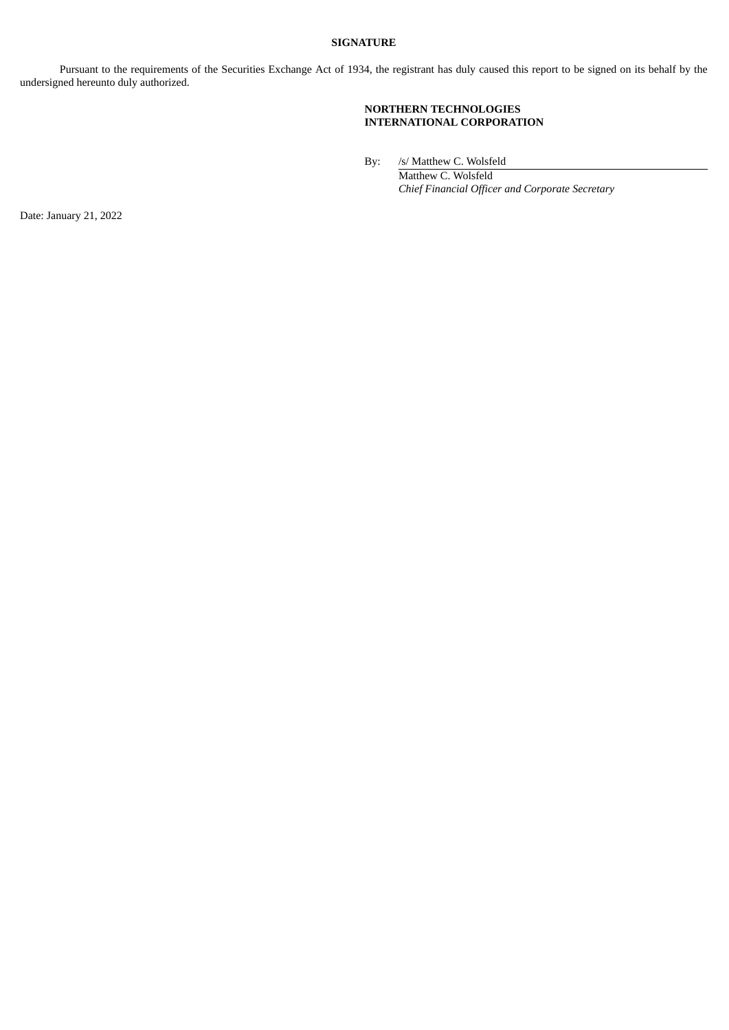**SIGNATURE**

Pursuant to the requirements of the Securities Exchange Act of 1934, the registrant has duly caused this report to be signed on its behalf by the undersigned hereunto duly authorized.

**NORTHERN TECHNOLOGIES INTERNATIONAL CORPORATION**

By: /s/ Matthew C. Wolsfeld
Matthew C. Wolsfeld
*Chief Financial Officer and Corporate Secretary*

Date: January 21, 2022